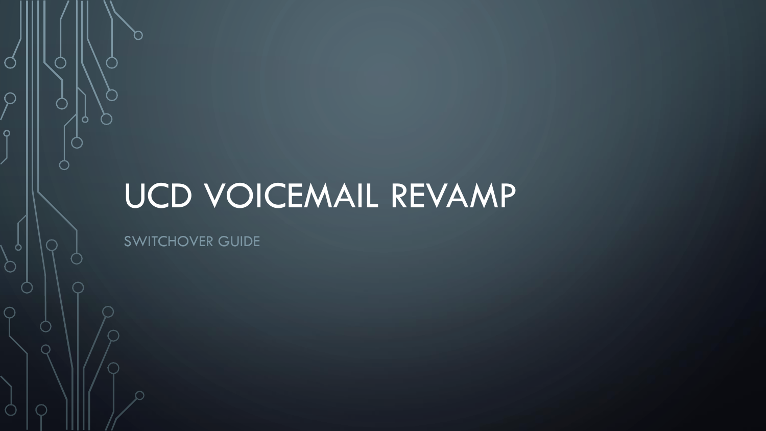# UCD VOICEMAIL REVAMP

SWITCHOVER GUIDE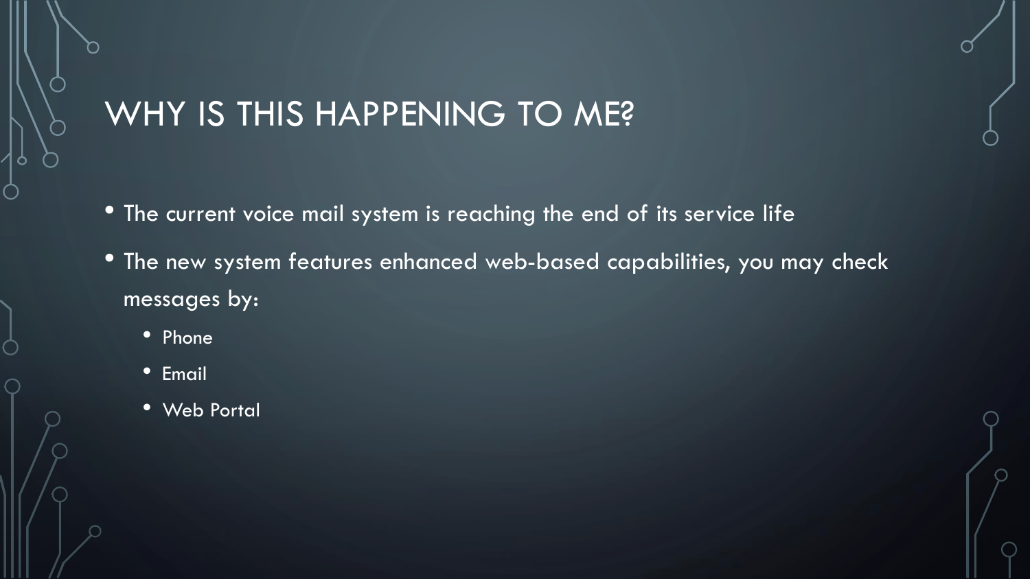# WHY IS THIS HAPPENING TO ME?

- The current voice mail system is reaching the end of its service life
- The new system features enhanced web-based capabilities, you may check messages by:
  - Phone
  - Email
  - Web Portal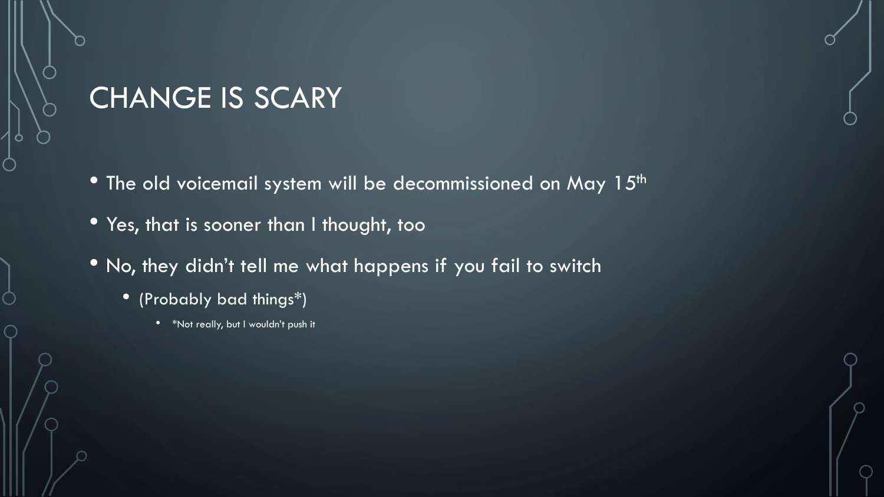# CHANGE IS SCARY

- The old voicemail system will be decommissioned on May 15th
- Yes, that is sooner than I thought, too
- No, they didn't tell me what happens if you fail to switch
  - (Probably bad things*)
    - *Not really, but I wouldn't push it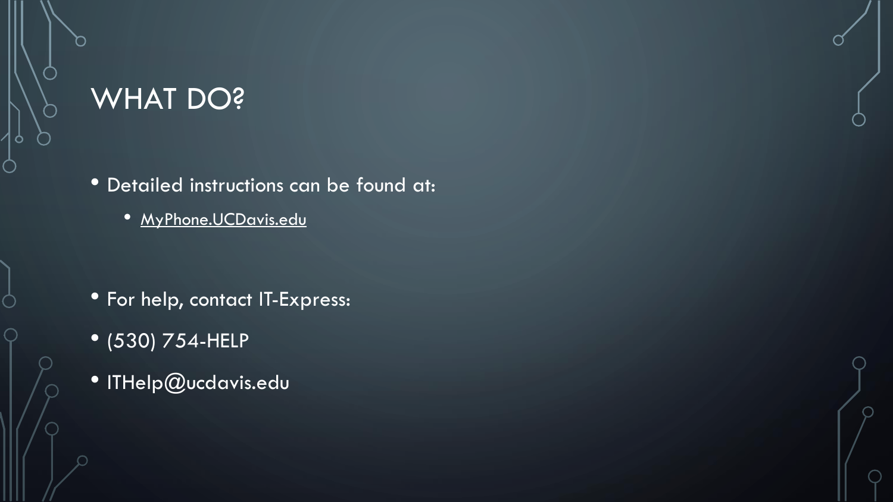# WHAT DO?

- Detailed instructions can be found at:
  - MyPhone.UCDavis.edu

- For help, contact IT-Express:
- (530) 754-HELP
- ITHelp@ucdavis.edu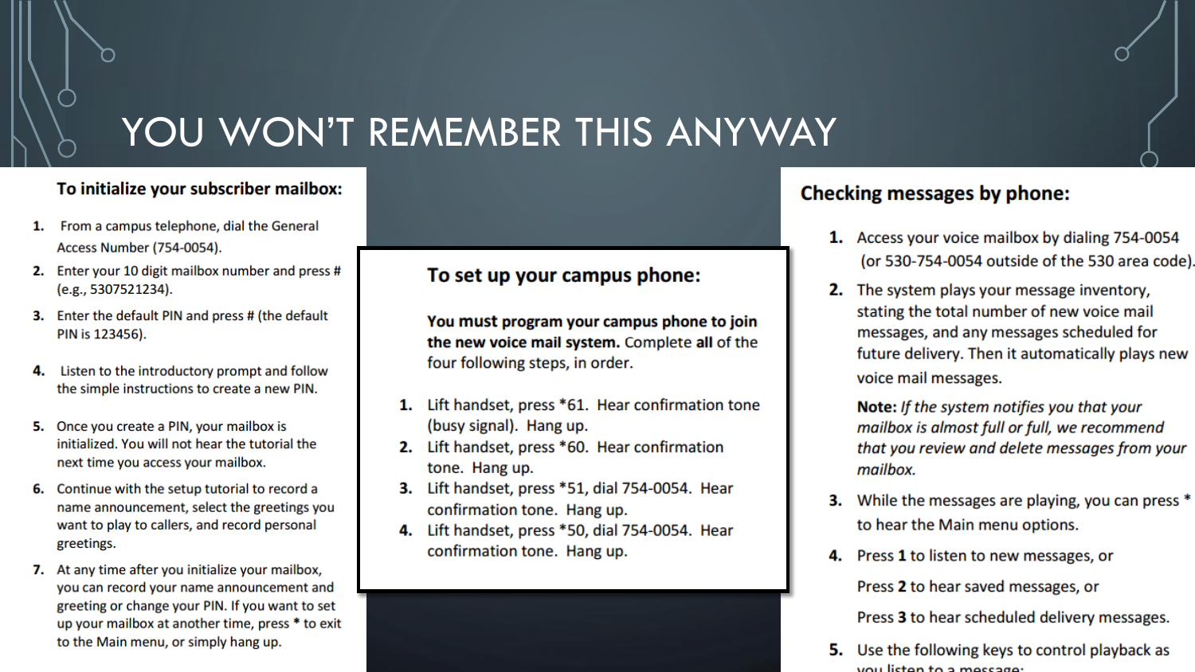# YOU WON'T REMEMBER THIS ANYWAY

## To initialize your subscriber mailbox:

1. From a campus telephone, dial the General Access Number (754-0054).
2. Enter your 10 digit mailbox number and press # (e.g., 5307521234).
3. Enter the default PIN and press # (the default PIN is 123456).
4. Listen to the introductory prompt and follow the simple instructions to create a new PIN.
5. Once you create a PIN, your mailbox is initialized. You will not hear the tutorial the next time you access your mailbox.
6. Continue with the setup tutorial to record a name announcement, select the greetings you want to play to callers, and record personal greetings.
7. At any time after you initialize your mailbox, you can record your name announcement and greeting or change your PIN. If you want to set up your mailbox at another time, press * to exit to the Main menu, or simply hang up.

## To set up your campus phone:

**You must program your campus phone to join the new voice mail system.** Complete **all** of the four following steps, in order.

1. Lift handset, press *61. Hear confirmation tone (busy signal). Hang up.
2. Lift handset, press *60. Hear confirmation tone. Hang up.
3. Lift handset, press *51, dial 754-0054. Hear confirmation tone. Hang up.
4. Lift handset, press *50, dial 754-0054. Hear confirmation tone. Hang up.

## Checking messages by phone:

1. Access your voice mailbox by dialing 754-0054 (or 530-754-0054 outside of the 530 area code).
2. The system plays your message inventory, stating the total number of new voice mail messages, and any messages scheduled for future delivery. Then it automatically plays new voice mail messages.

   **Note:** *If the system notifies you that your mailbox is almost full or full, we recommend that you review and delete messages from your mailbox.*

3. While the messages are playing, you can press * to hear the Main menu options.
4. Press **1** to listen to new messages, or

   Press **2** to hear saved messages, or

   Press **3** to hear scheduled delivery messages.

5. Use the following keys to control playback as you listen to a message: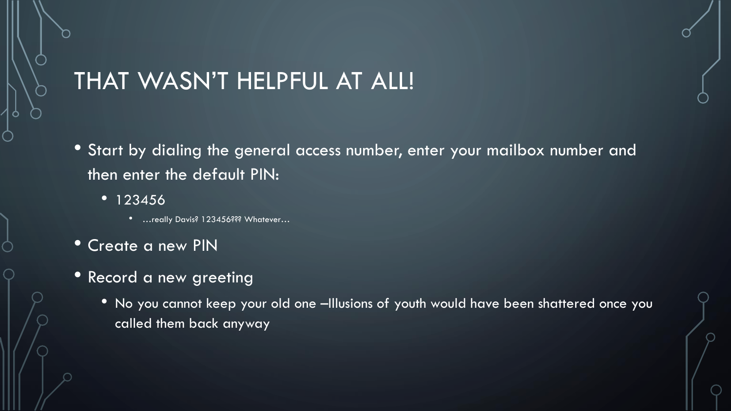# THAT WASN'T HELPFUL AT ALL!

- Start by dialing the general access number, enter your mailbox number and then enter the default PIN:
  - 123456
    - …really Davis? 123456??? Whatever…
- Create a new PIN
- Record a new greeting
  - No you cannot keep your old one –Illusions of youth would have been shattered once you called them back anyway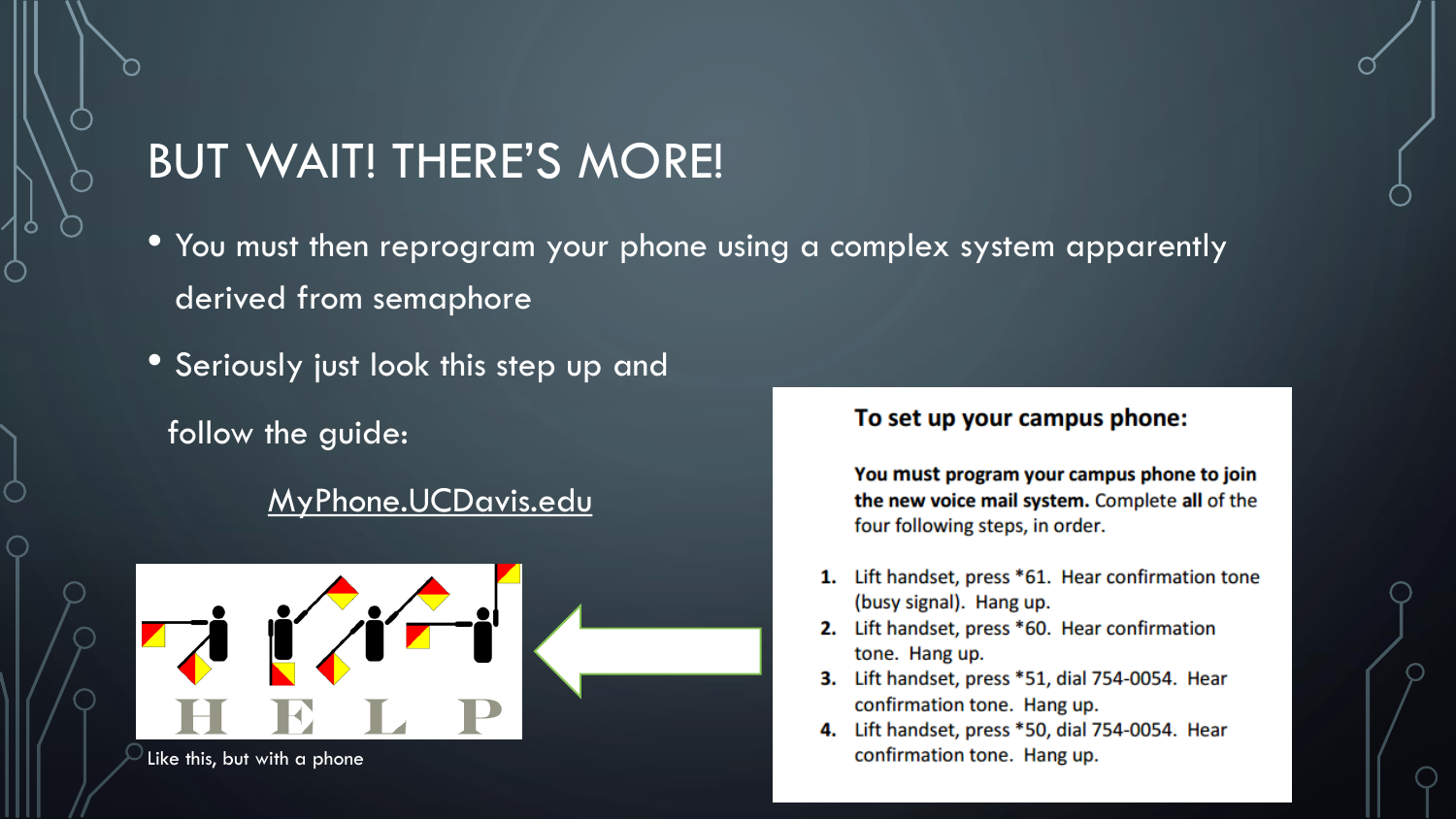# BUT WAIT! THERE'S MORE!

- You must then reprogram your phone using a complex system apparently derived from semaphore
- Seriously just look this step up and follow the guide:

  MyPhone.UCDavis.edu

Like this, but with a phone

**To set up your campus phone:**

**You must program your campus phone to join the new voice mail system.** Complete **all** of the four following steps, in order.

1. Lift handset, press *61. Hear confirmation tone (busy signal). Hang up.
2. Lift handset, press *60. Hear confirmation tone. Hang up.
3. Lift handset, press *51, dial 754-0054. Hear confirmation tone. Hang up.
4. Lift handset, press *50, dial 754-0054. Hear confirmation tone. Hang up.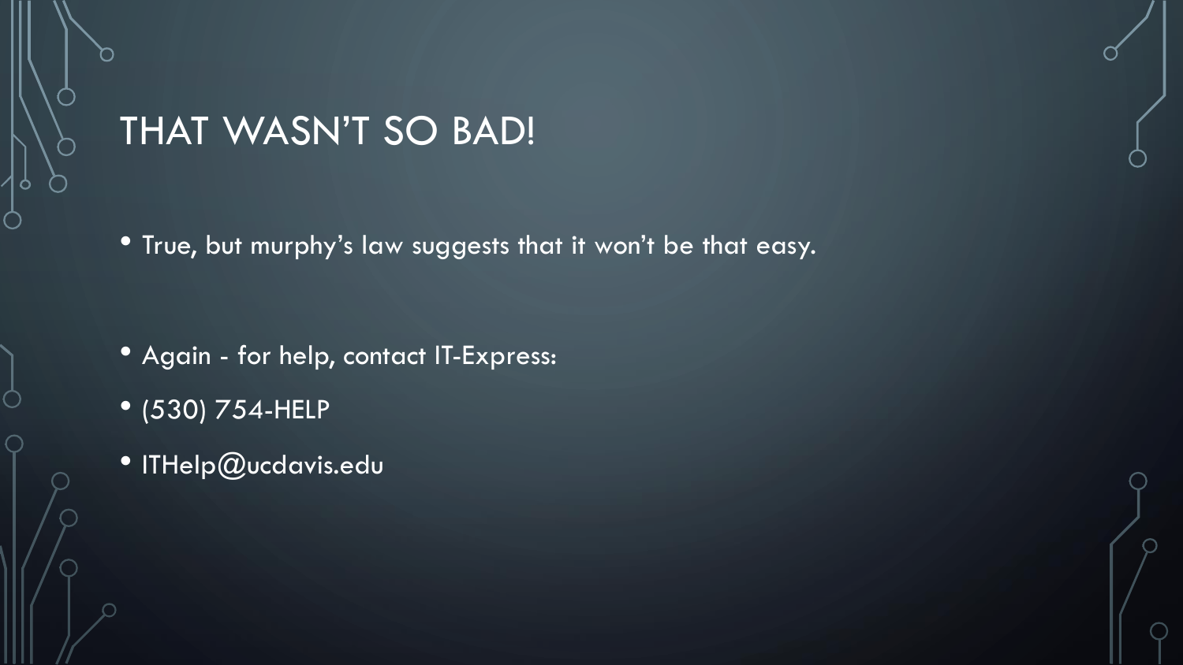# THAT WASN'T SO BAD!

- True, but murphy's law suggests that it won't be that easy.

- Again - for help, contact IT-Express:
- (530) 754-HELP
- ITHelp@ucdavis.edu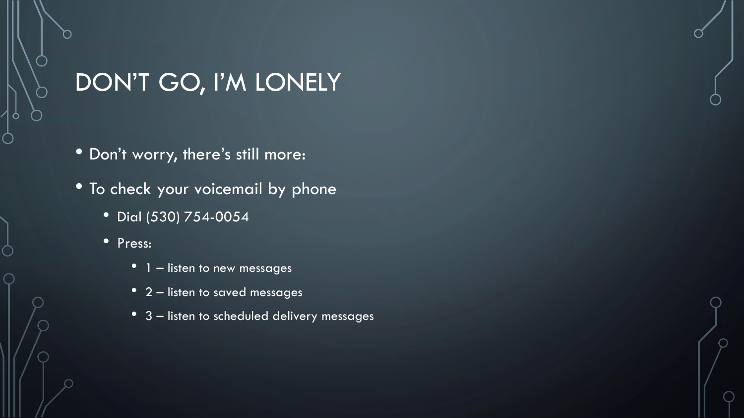# DON'T GO, I'M LONELY

- Don't worry, there's still more:
- To check your voicemail by phone
  - Dial (530) 754-0054
  - Press:
    - 1 – listen to new messages
    - 2 – listen to saved messages
    - 3 – listen to scheduled delivery messages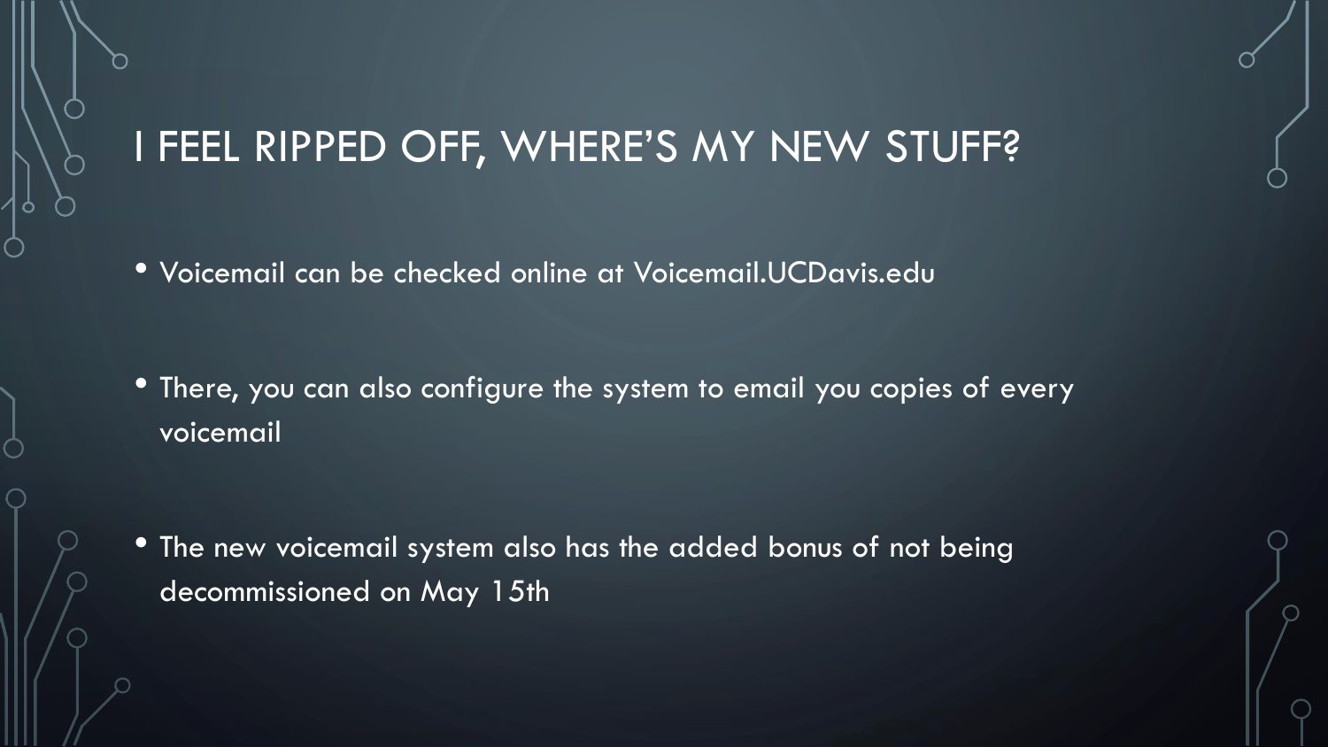# I FEEL RIPPED OFF, WHERE'S MY NEW STUFF?

- Voicemail can be checked online at Voicemail.UCDavis.edu
- There, you can also configure the system to email you copies of every voicemail
- The new voicemail system also has the added bonus of not being decommissioned on May 15th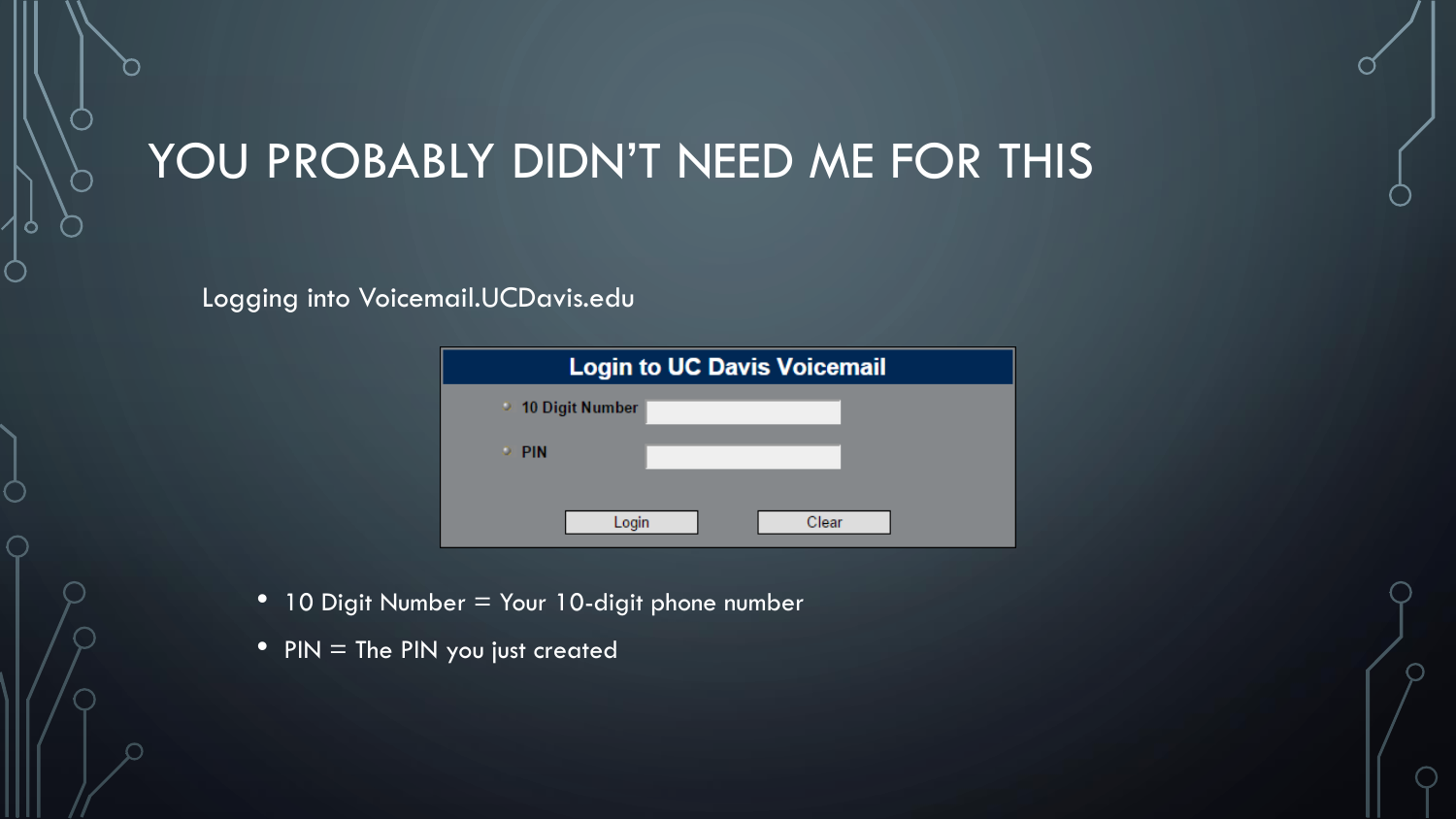# YOU PROBABLY DIDN'T NEED ME FOR THIS

Logging into Voicemail.UCDavis.edu

**Login to UC Davis Voicemail**

10 Digit Number

PIN

Login Clear

- 10 Digit Number = Your 10-digit phone number
- PIN = The PIN you just created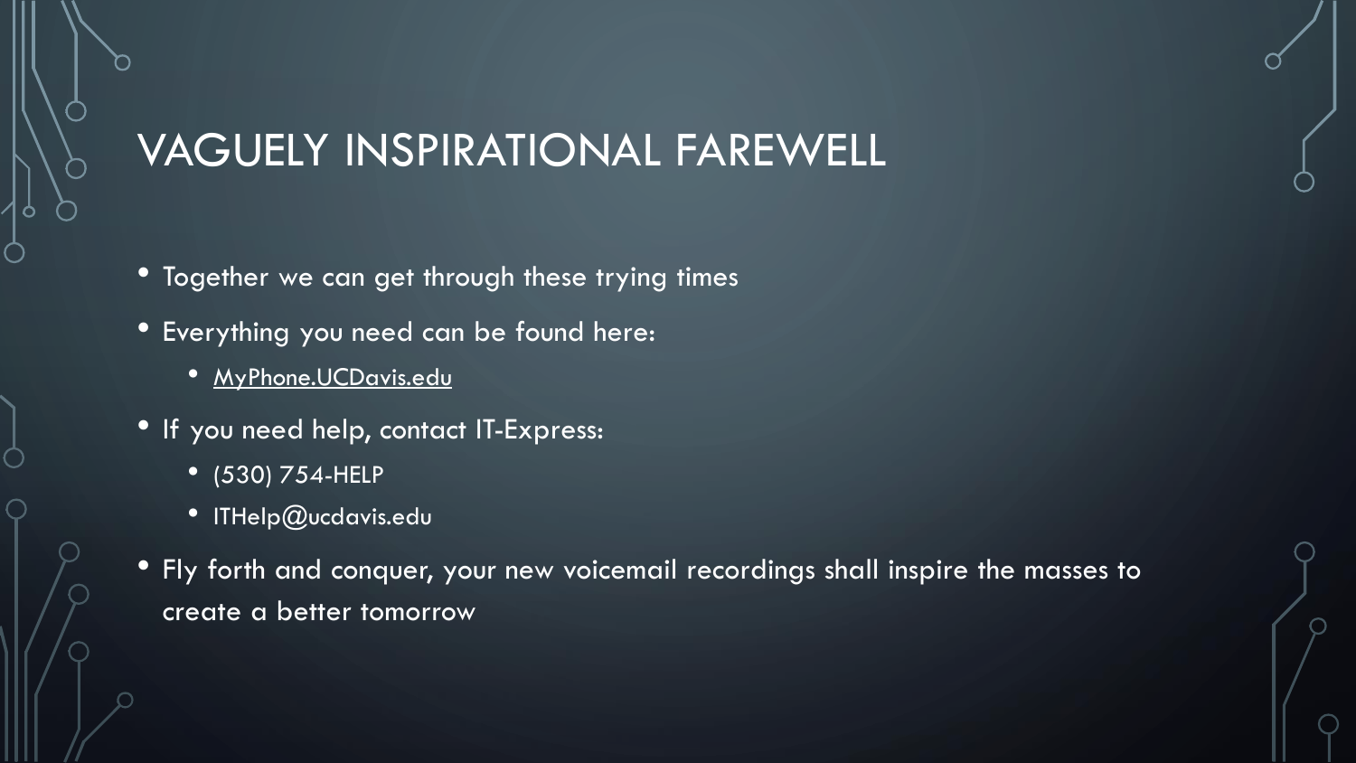# VAGUELY INSPIRATIONAL FAREWELL

- Together we can get through these trying times
- Everything you need can be found here:
  - MyPhone.UCDavis.edu
- If you need help, contact IT-Express:
  - (530) 754-HELP
  - ITHelp@ucdavis.edu
- Fly forth and conquer, your new voicemail recordings shall inspire the masses to create a better tomorrow